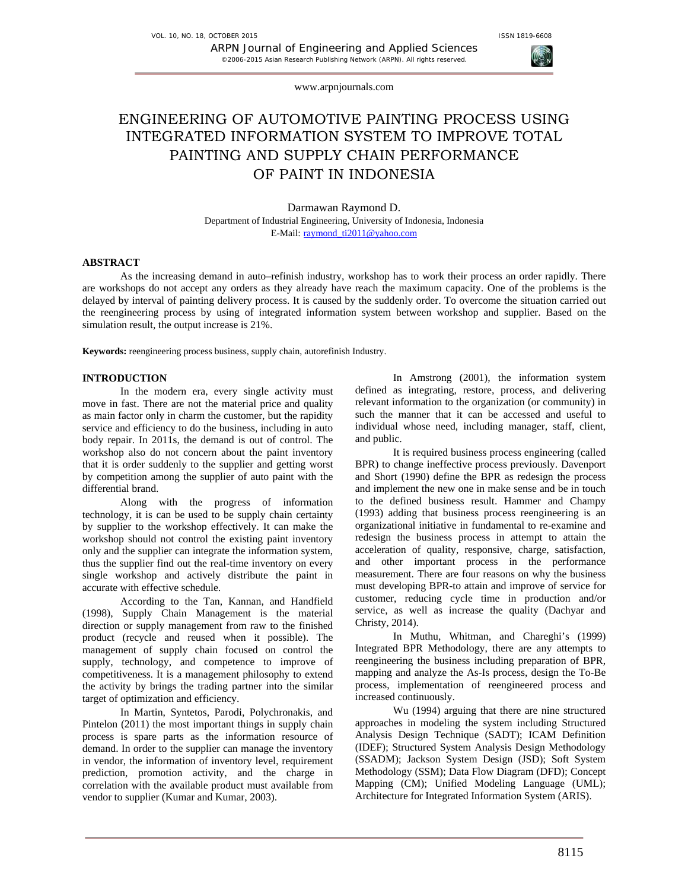# ENGINEERING OF AUTOMOTIVE PAINTING PROCESS USING INTEGRATED INFORMATION SYSTEM TO IMPROVE TOTAL PAINTING AND SUPPLY CHAIN PERFORMANCE OF PAINT IN INDONESIA

Darmawan Raymond D.

Department of Industrial Engineering, University of Indonesia, Indonesia

E-Mail: raymond_ti2011@yahoo.com

## ABSTRACT

As the increasing demand in auto–refinish industry, workshop has to work their process an order rapidly. There are workshops do not accept any orders as they already have reach the maximum capacity. One of the problems is the delayed by interval of painting delivery process. It is caused by the suddenly order. To overcome the situation carried out the reengineering process by using of integrated information system between workshop and supplier. Based on the simulation result, the output increase is 21%.

**Keywords:** reengineering process business, supply chain, autorefinish Industry.

## INTRODUCTION

In the modern era, every single activity must move in fast. There are not the material price and quality as main factor only in charm the customer, but the rapidity service and efficiency to do the business, including in auto body repair. In 2011s, the demand is out of control. The workshop also do not concern about the paint inventory that it is order suddenly to the supplier and getting worst by competition among the supplier of auto paint with the differential brand.

Along with the progress of information technology, it is can be used to be supply chain certainty by supplier to the workshop effectively. It can make the workshop should not control the existing paint inventory only and the supplier can integrate the information system, thus the supplier find out the real-time inventory on every single workshop and actively distribute the paint in accurate with effective schedule.

According to the Tan, Kannan, and Handfield (1998), Supply Chain Management is the material direction or supply management from raw to the finished product (recycle and reused when it possible). The management of supply chain focused on control the supply, technology, and competence to improve of competitiveness. It is a management philosophy to extend the activity by brings the trading partner into the similar target of optimization and efficiency.

In Martin, Syntetos, Parodi, Polychronakis, and Pintelon (2011) the most important things in supply chain process is spare parts as the information resource of demand. In order to the supplier can manage the inventory in vendor, the information of inventory level, requirement prediction, promotion activity, and the charge in correlation with the available product must available from vendor to supplier (Kumar and Kumar, 2003).

In Amstrong (2001), the information system defined as integrating, restore, process, and delivering relevant information to the organization (or community) in such the manner that it can be accessed and useful to individual whose need, including manager, staff, client, and public.

It is required business process engineering (called BPR) to change ineffective process previously. Davenport and Short (1990) define the BPR as redesign the process and implement the new one in make sense and be in touch to the defined business result. Hammer and Champy (1993) adding that business process reengineering is an organizational initiative in fundamental to re-examine and redesign the business process in attempt to attain the acceleration of quality, responsive, charge, satisfaction, and other important process in the performance measurement. There are four reasons on why the business must developing BPR-to attain and improve of service for customer, reducing cycle time in production and/or service, as well as increase the quality (Dachyar and Christy, 2014).

In Muthu, Whitman, and Chareghi's (1999) Integrated BPR Methodology, there are any attempts to reengineering the business including preparation of BPR, mapping and analyze the As-Is process, design the To-Be process, implementation of reengineered process and increased continuously.

Wu (1994) arguing that there are nine structured approaches in modeling the system including Structured Analysis Design Technique (SADT); ICAM Definition (IDEF); Structured System Analysis Design Methodology (SSADM); Jackson System Design (JSD); Soft System Methodology (SSM); Data Flow Diagram (DFD); Concept Mapping (CM); Unified Modeling Language (UML); Architecture for Integrated Information System (ARIS).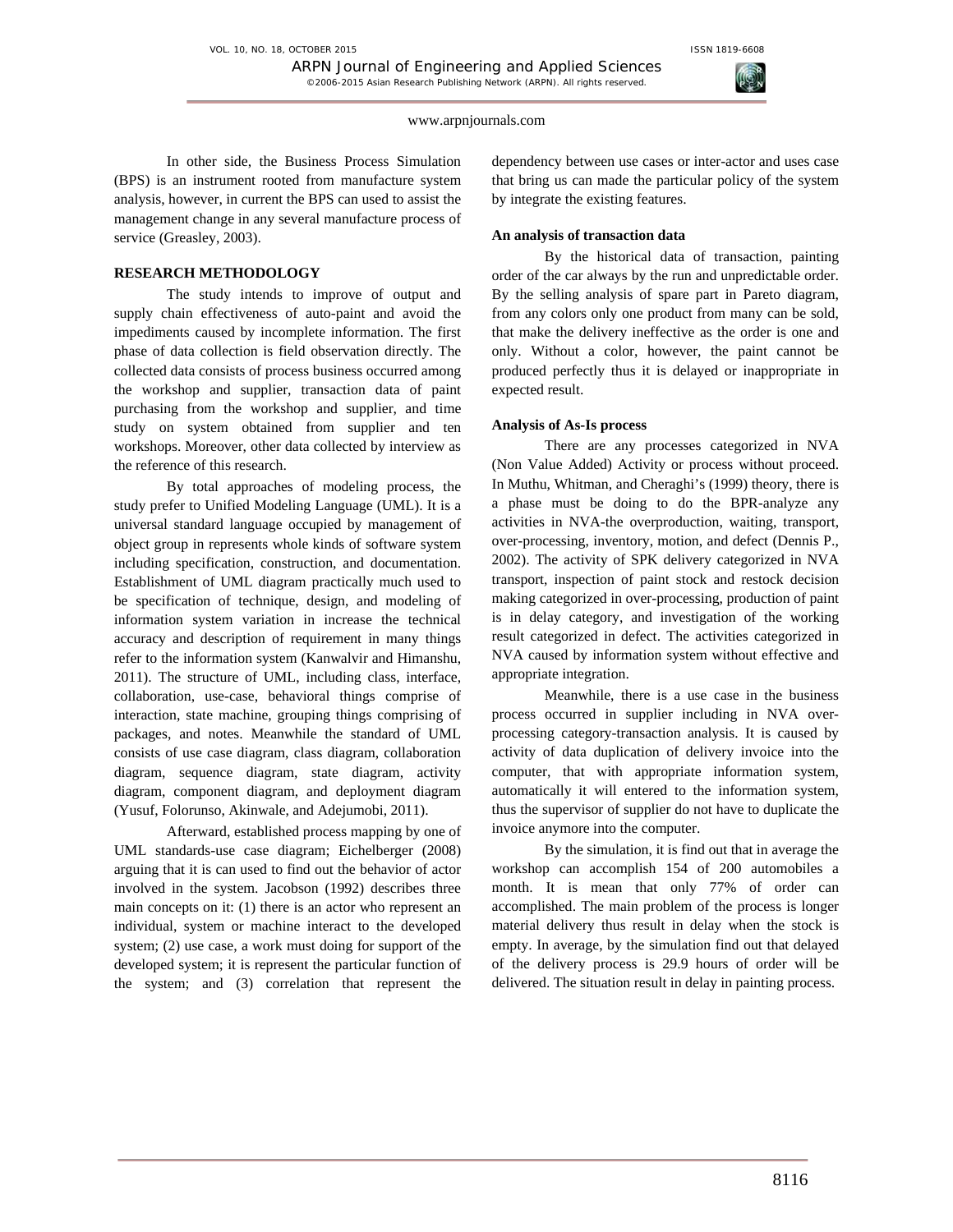In other side, the Business Process Simulation (BPS) is an instrument rooted from manufacture system analysis, however, in current the BPS can used to assist the management change in any several manufacture process of service (Greasley, 2003).

## RESEARCH METHODOLOGY

The study intends to improve of output and supply chain effectiveness of auto-paint and avoid the impediments caused by incomplete information. The first phase of data collection is field observation directly. The collected data consists of process business occurred among the workshop and supplier, transaction data of paint purchasing from the workshop and supplier, and time study on system obtained from supplier and ten workshops. Moreover, other data collected by interview as the reference of this research.

By total approaches of modeling process, the study prefer to Unified Modeling Language (UML). It is a universal standard language occupied by management of object group in represents whole kinds of software system including specification, construction, and documentation. Establishment of UML diagram practically much used to be specification of technique, design, and modeling of information system variation in increase the technical accuracy and description of requirement in many things refer to the information system (Kanwalvir and Himanshu, 2011). The structure of UML, including class, interface, collaboration, use-case, behavioral things comprise of interaction, state machine, grouping things comprising of packages, and notes. Meanwhile the standard of UML consists of use case diagram, class diagram, collaboration diagram, sequence diagram, state diagram, activity diagram, component diagram, and deployment diagram (Yusuf, Folorunso, Akinwale, and Adejumobi, 2011).

Afterward, established process mapping by one of UML standards-use case diagram; Eichelberger (2008) arguing that it is can used to find out the behavior of actor involved in the system. Jacobson (1992) describes three main concepts on it: (1) there is an actor who represent an individual, system or machine interact to the developed system; (2) use case, a work must doing for support of the developed system; it is represent the particular function of the system; and (3) correlation that represent the dependency between use cases or inter-actor and uses case that bring us can made the particular policy of the system by integrate the existing features.

**An analysis of transaction data**

By the historical data of transaction, painting order of the car always by the run and unpredictable order. By the selling analysis of spare part in Pareto diagram, from any colors only one product from many can be sold, that make the delivery ineffective as the order is one and only. Without a color, however, the paint cannot be produced perfectly thus it is delayed or inappropriate in expected result.

**Analysis of As-Is process**

There are any processes categorized in NVA (Non Value Added) Activity or process without proceed. In Muthu, Whitman, and Cheraghi's (1999) theory, there is a phase must be doing to do the BPR-analyze any activities in NVA-the overproduction, waiting, transport, over-processing, inventory, motion, and defect (Dennis P., 2002). The activity of SPK delivery categorized in NVA transport, inspection of paint stock and restock decision making categorized in over-processing, production of paint is in delay category, and investigation of the working result categorized in defect. The activities categorized in NVA caused by information system without effective and appropriate integration.

Meanwhile, there is a use case in the business process occurred in supplier including in NVA over-processing category-transaction analysis. It is caused by activity of data duplication of delivery invoice into the computer, that with appropriate information system, automatically it will entered to the information system, thus the supervisor of supplier do not have to duplicate the invoice anymore into the computer.

By the simulation, it is find out that in average the workshop can accomplish 154 of 200 automobiles a month. It is mean that only 77% of order can accomplished. The main problem of the process is longer material delivery thus result in delay when the stock is empty. In average, by the simulation find out that delayed of the delivery process is 29.9 hours of order will be delivered. The situation result in delay in painting process.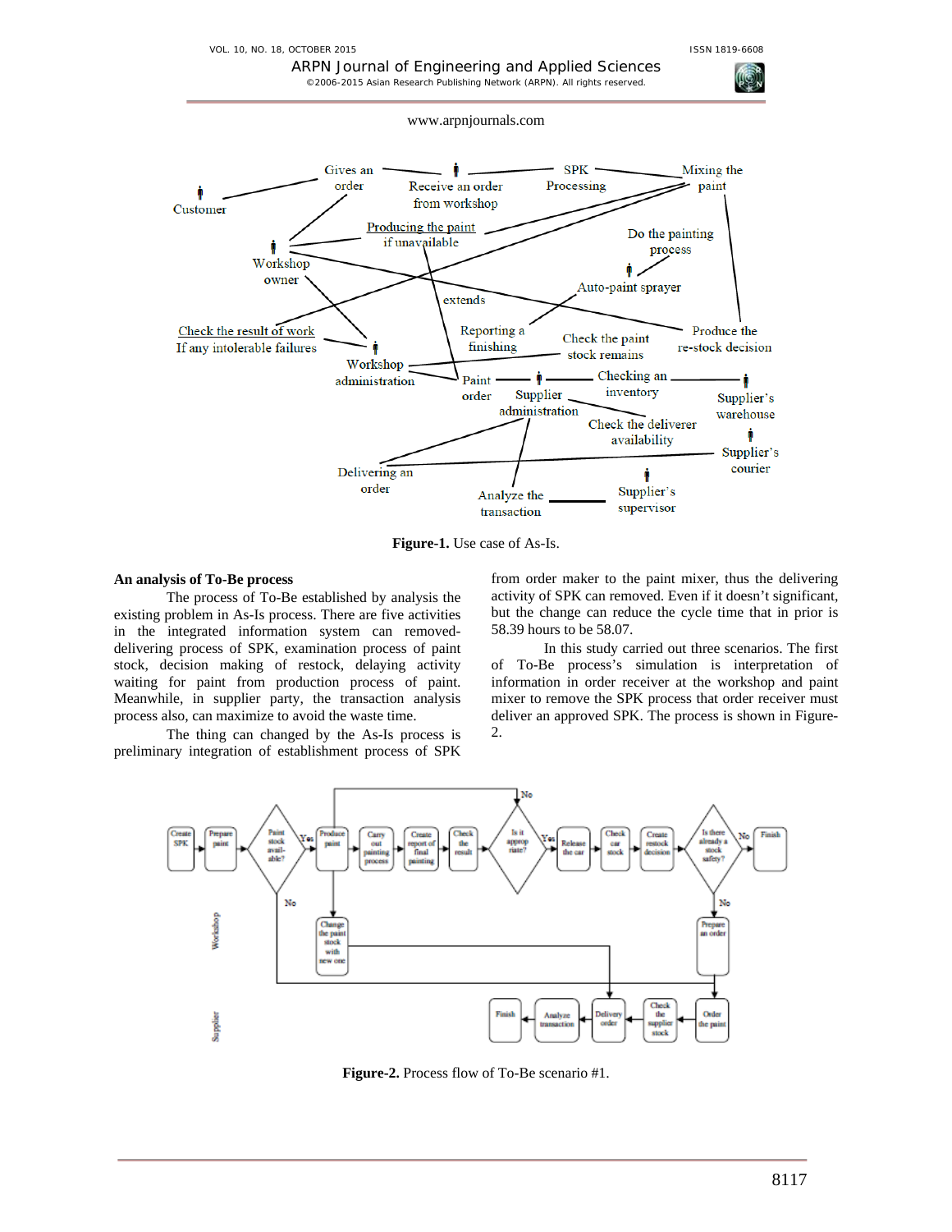**Figure-1.** Use case of As-Is.

**An analysis of To-Be process**

The process of To-Be established by analysis the existing problem in As-Is process. There are five activities in the integrated information system can removed-delivering process of SPK, examination process of paint stock, decision making of restock, delaying activity waiting for paint from production process of paint. Meanwhile, in supplier party, the transaction analysis process also, can maximize to avoid the waste time.

The thing can changed by the As-Is process is preliminary integration of establishment process of SPK from order maker to the paint mixer, thus the delivering activity of SPK can removed. Even if it doesn't significant, but the change can reduce the cycle time that in prior is 58.39 hours to be 58.07.

In this study carried out three scenarios. The first of To-Be process's simulation is interpretation of information in order receiver at the workshop and paint mixer to remove the SPK process that order receiver must deliver an approved SPK. The process is shown in Figure-2.

**Figure-2.** Process flow of To-Be scenario #1.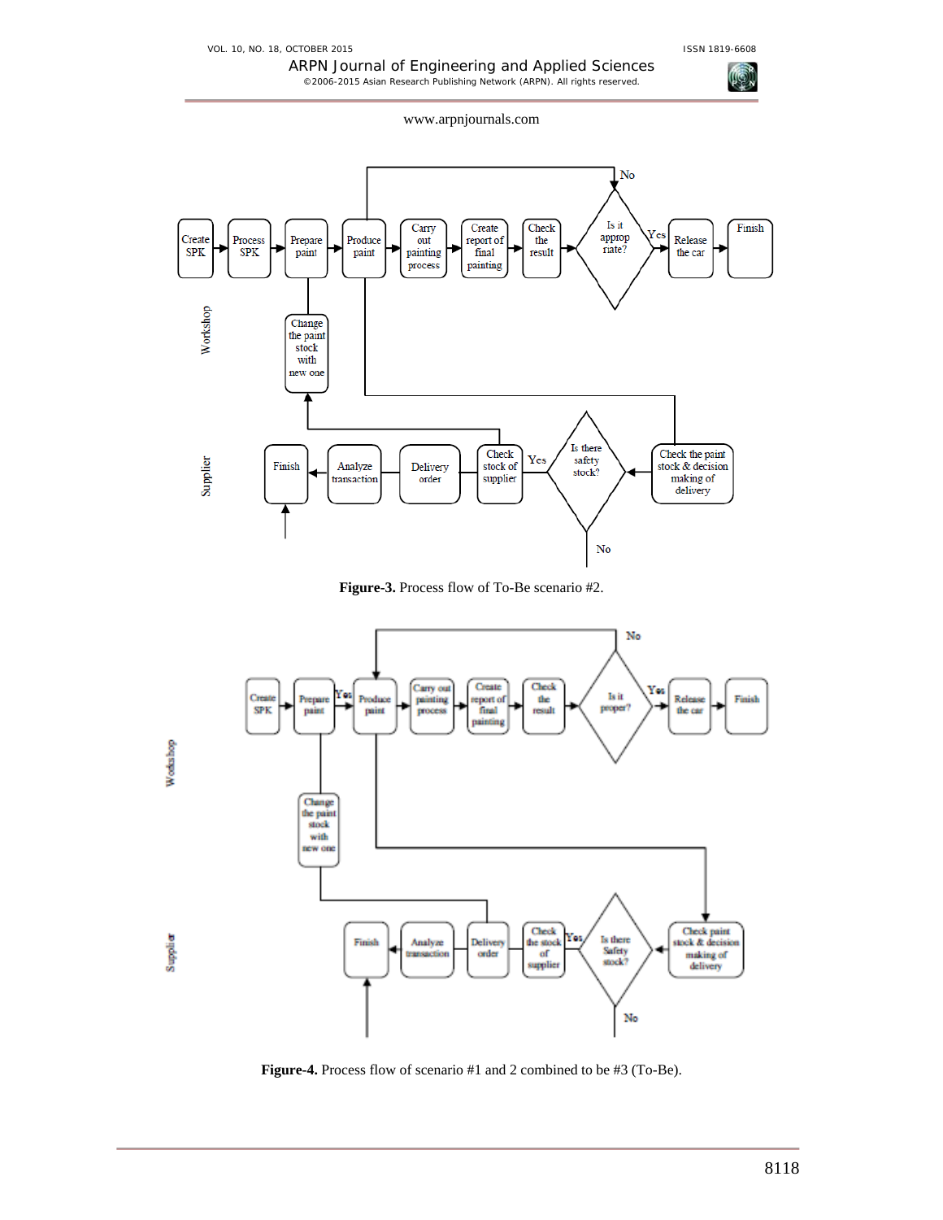Figure-3. Process flow of To-Be scenario #2.

Figure-4. Process flow of scenario #1 and 2 combined to be #3 (To-Be).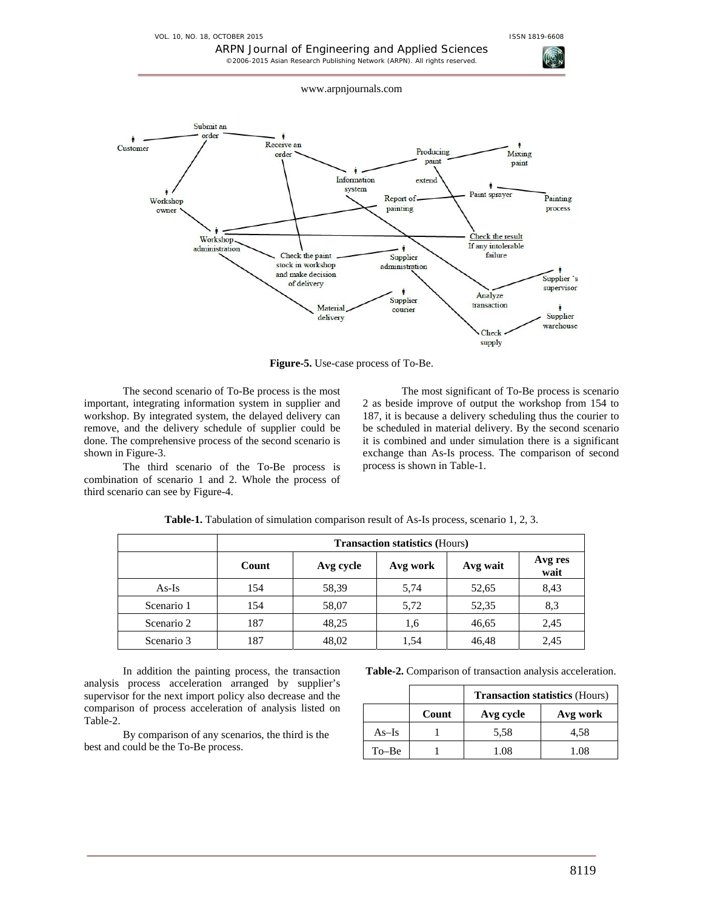**Figure-5.** Use-case process of To-Be.

The second scenario of To-Be process is the most important, integrating information system in supplier and workshop. By integrated system, the delayed delivery can remove, and the delivery schedule of supplier could be done. The comprehensive process of the second scenario is shown in Figure-3.

The third scenario of the To-Be process is combination of scenario 1 and 2. Whole the process of third scenario can see by Figure-4.

The most significant of To-Be process is scenario 2 as beside improve of output the workshop from 154 to 187, it is because a delivery scheduling thus the courier to be scheduled in material delivery. By the second scenario it is combined and under simulation there is a significant exchange than As-Is process. The comparison of second process is shown in Table-1.

**Table-1.** Tabulation of simulation comparison result of As-Is process, scenario 1, 2, 3.

| | **Transaction statistics (**Hours**)** | | | | |
|---|---|---|---|---|---|
| | **Count** | **Avg cycle** | **Avg work** | **Avg wait** | **Avg res wait** |
| As-Is | 154 | 58,39 | 5,74 | 52,65 | 8,43 |
| Scenario 1 | 154 | 58,07 | 5,72 | 52,35 | 8,3 |
| Scenario 2 | 187 | 48,25 | 1,6 | 46,65 | 2,45 |
| Scenario 3 | 187 | 48,02 | 1,54 | 46,48 | 2,45 |

In addition the painting process, the transaction analysis process acceleration arranged by supplier's supervisor for the next import policy also decrease and the comparison of process acceleration of analysis listed on Table-2.

By comparison of any scenarios, the third is the best and could be the To-Be process.

**Table-2.** Comparison of transaction analysis acceleration.

| | | **Transaction statistics** (Hours) | |
|---|---|---|---|
| | **Count** | **Avg cycle** | **Avg work** |
| As–Is | 1 | 5,58 | 4,58 |
| To–Be | 1 | 1.08 | 1.08 |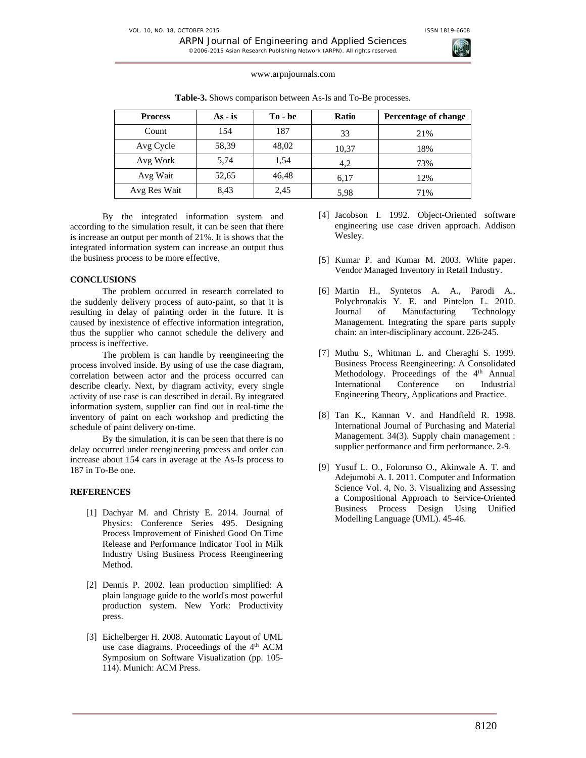**Table-3.** Shows comparison between As-Is and To-Be processes.

| Process | As - is | To - be | Ratio | Percentage of change |
|---|---|---|---|---|
| Count | 154 | 187 | 33 | 21% |
| Avg Cycle | 58,39 | 48,02 | 10,37 | 18% |
| Avg Work | 5,74 | 1,54 | 4,2 | 73% |
| Avg Wait | 52,65 | 46,48 | 6,17 | 12% |
| Avg Res Wait | 8,43 | 2,45 | 5,98 | 71% |

By the integrated information system and according to the simulation result, it can be seen that there is increase an output per month of 21%. It is shows that the integrated information system can increase an output thus the business process to be more effective.

## CONCLUSIONS

The problem occurred in research correlated to the suddenly delivery process of auto-paint, so that it is resulting in delay of painting order in the future. It is caused by inexistence of effective information integration, thus the supplier who cannot schedule the delivery and process is ineffective.

The problem is can handle by reengineering the process involved inside. By using of use the case diagram, correlation between actor and the process occurred can describe clearly. Next, by diagram activity, every single activity of use case is can described in detail. By integrated information system, supplier can find out in real-time the inventory of paint on each workshop and predicting the schedule of paint delivery on-time.

By the simulation, it is can be seen that there is no delay occurred under reengineering process and order can increase about 154 cars in average at the As-Is process to 187 in To-Be one.

## REFERENCES

[1] Dachyar M. and Christy E. 2014. Journal of Physics: Conference Series 495. Designing Process Improvement of Finished Good On Time Release and Performance Indicator Tool in Milk Industry Using Business Process Reengineering Method.

[2] Dennis P. 2002. lean production simplified: A plain language guide to the world's most powerful production system. New York: Productivity press.

[3] Eichelberger H. 2008. Automatic Layout of UML use case diagrams. Proceedings of the 4th ACM Symposium on Software Visualization (pp. 105-114). Munich: ACM Press.

[4] Jacobson I. 1992. Object-Oriented software engineering use case driven approach. Addison Wesley.

[5] Kumar P. and Kumar M. 2003. White paper. Vendor Managed Inventory in Retail Industry.

[6] Martin H., Syntetos A. A., Parodi A., Polychronakis Y. E. and Pintelon L. 2010. Journal of Manufacturing Technology Management. Integrating the spare parts supply chain: an inter-disciplinary account. 226-245.

[7] Muthu S., Whitman L. and Cheraghi S. 1999. Business Process Reengineering: A Consolidated Methodology. Proceedings of the 4th Annual International Conference on Industrial Engineering Theory, Applications and Practice.

[8] Tan K., Kannan V. and Handfield R. 1998. International Journal of Purchasing and Material Management. 34(3). Supply chain management : supplier performance and firm performance. 2-9.

[9] Yusuf L. O., Folorunso O., Akinwale A. T. and Adejumobi A. I. 2011. Computer and Information Science Vol. 4, No. 3. Visualizing and Assessing a Compositional Approach to Service-Oriented Business Process Design Using Unified Modelling Language (UML). 45-46.